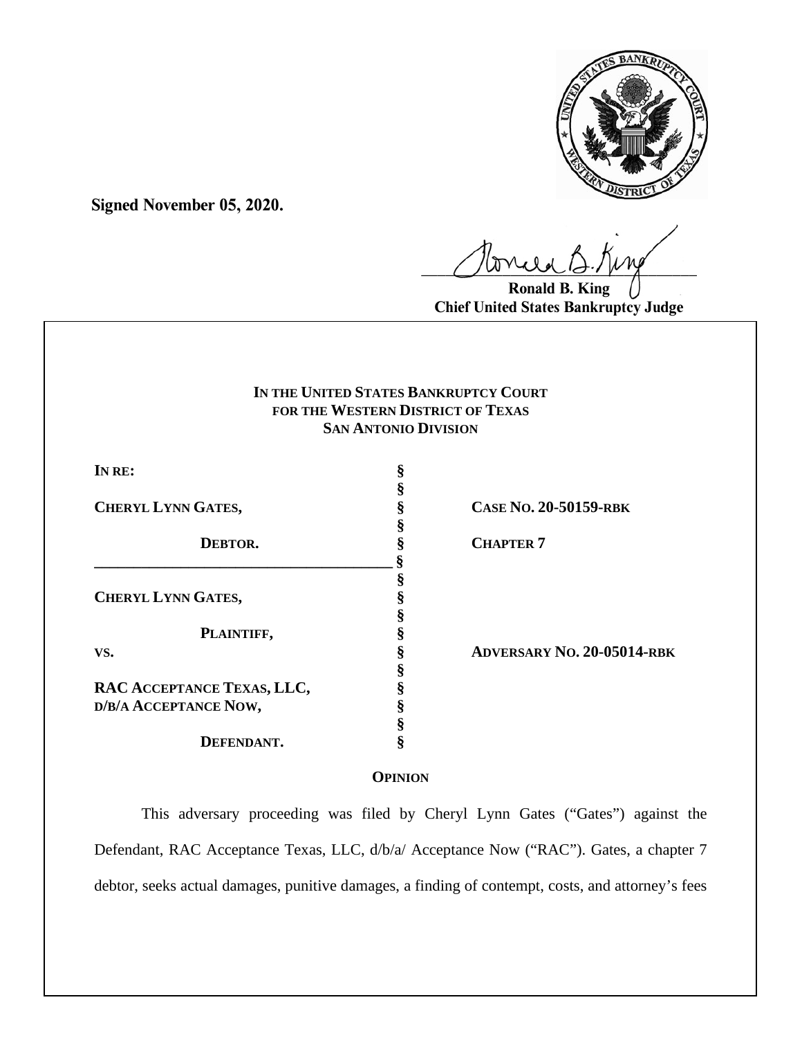**Signed November 05, 2020.**

Ronald B. King
Chief United States Bankruptcy Judge

**IN THE UNITED STATES BANKRUPTCY COURT**
**FOR THE WESTERN DISTRICT OF TEXAS**
**SAN ANTONIO DIVISION**

| | | |
|---|---|---|
| **IN RE:** | § | |
| | § | |
| **CHERYL LYNN GATES,** | § | **CASE NO. 20-50159-RBK** |
| | § | |
| **DEBTOR.** | § | **CHAPTER 7** |
| | § | |
| | § | |
| **CHERYL LYNN GATES,** | § | |
| | § | |
| **PLAINTIFF,** | § | |
| **VS.** | § | **ADVERSARY NO. 20-05014-RBK** |
| | § | |
| **RAC ACCEPTANCE TEXAS, LLC,** | § | |
| **D/B/A ACCEPTANCE NOW,** | § | |
| | § | |
| **DEFENDANT.** | § | |

**OPINION**

This adversary proceeding was filed by Cheryl Lynn Gates ("Gates") against the Defendant, RAC Acceptance Texas, LLC, d/b/a/ Acceptance Now ("RAC"). Gates, a chapter 7 debtor, seeks actual damages, punitive damages, a finding of contempt, costs, and attorney's fees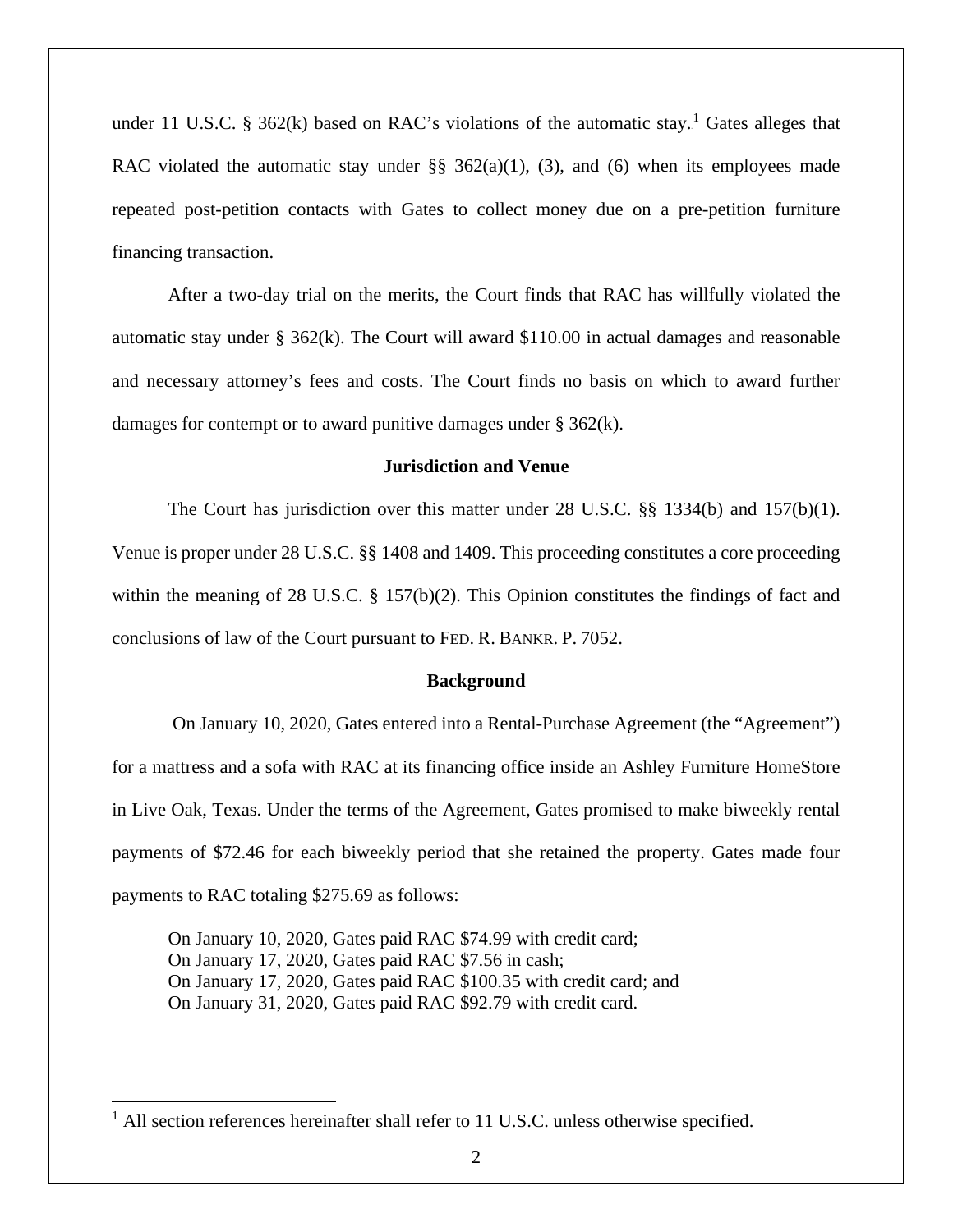under 11 U.S.C. § 362(k) based on RAC's violations of the automatic stay.[1] Gates alleges that RAC violated the automatic stay under §§ 362(a)(1), (3), and (6) when its employees made repeated post-petition contacts with Gates to collect money due on a pre-petition furniture financing transaction.

After a two-day trial on the merits, the Court finds that RAC has willfully violated the automatic stay under § 362(k). The Court will award $110.00 in actual damages and reasonable and necessary attorney's fees and costs. The Court finds no basis on which to award further damages for contempt or to award punitive damages under § 362(k).

## Jurisdiction and Venue

The Court has jurisdiction over this matter under 28 U.S.C. §§ 1334(b) and 157(b)(1). Venue is proper under 28 U.S.C. §§ 1408 and 1409. This proceeding constitutes a core proceeding within the meaning of 28 U.S.C. § 157(b)(2). This Opinion constitutes the findings of fact and conclusions of law of the Court pursuant to FED. R. BANKR. P. 7052.

## Background

On January 10, 2020, Gates entered into a Rental-Purchase Agreement (the "Agreement") for a mattress and a sofa with RAC at its financing office inside an Ashley Furniture HomeStore in Live Oak, Texas. Under the terms of the Agreement, Gates promised to make biweekly rental payments of $72.46 for each biweekly period that she retained the property. Gates made four payments to RAC totaling $275.69 as follows:

On January 10, 2020, Gates paid RAC $74.99 with credit card;
On January 17, 2020, Gates paid RAC $7.56 in cash;
On January 17, 2020, Gates paid RAC $100.35 with credit card; and
On January 31, 2020, Gates paid RAC $92.79 with credit card.

[1] All section references hereinafter shall refer to 11 U.S.C. unless otherwise specified.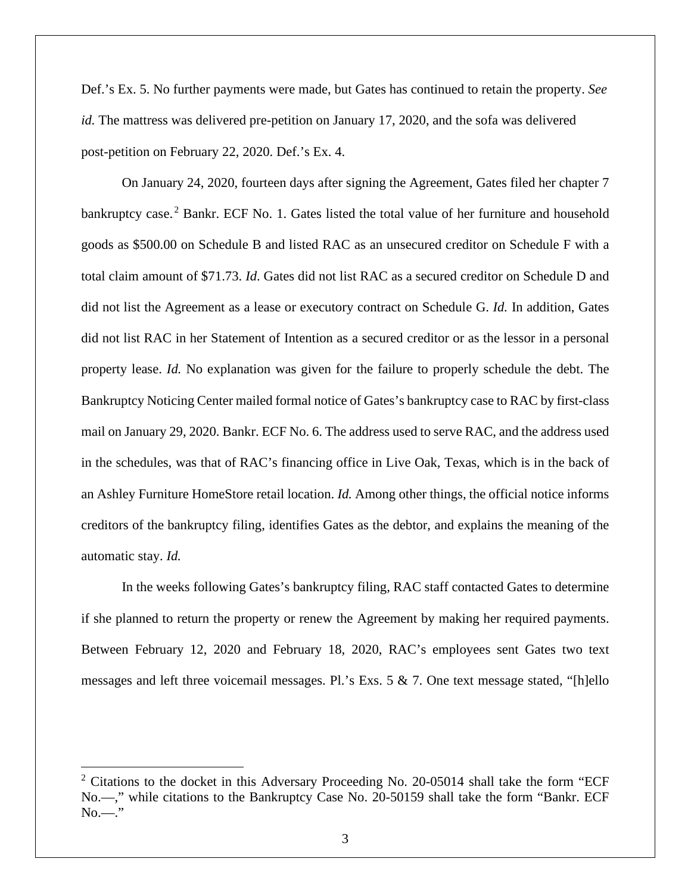Def.'s Ex. 5. No further payments were made, but Gates has continued to retain the property. *See id.* The mattress was delivered pre-petition on January 17, 2020, and the sofa was delivered post-petition on February 22, 2020. Def.'s Ex. 4.

On January 24, 2020, fourteen days after signing the Agreement, Gates filed her chapter 7 bankruptcy case.[2] Bankr. ECF No. 1. Gates listed the total value of her furniture and household goods as $500.00 on Schedule B and listed RAC as an unsecured creditor on Schedule F with a total claim amount of $71.73. *Id*. Gates did not list RAC as a secured creditor on Schedule D and did not list the Agreement as a lease or executory contract on Schedule G. *Id.* In addition, Gates did not list RAC in her Statement of Intention as a secured creditor or as the lessor in a personal property lease. *Id.* No explanation was given for the failure to properly schedule the debt. The Bankruptcy Noticing Center mailed formal notice of Gates's bankruptcy case to RAC by first-class mail on January 29, 2020. Bankr. ECF No. 6. The address used to serve RAC, and the address used in the schedules, was that of RAC's financing office in Live Oak, Texas, which is in the back of an Ashley Furniture HomeStore retail location. *Id.* Among other things, the official notice informs creditors of the bankruptcy filing, identifies Gates as the debtor, and explains the meaning of the automatic stay. *Id.*

In the weeks following Gates's bankruptcy filing, RAC staff contacted Gates to determine if she planned to return the property or renew the Agreement by making her required payments. Between February 12, 2020 and February 18, 2020, RAC's employees sent Gates two text messages and left three voicemail messages. Pl.'s Exs. 5 & 7. One text message stated, "[h]ello

[2] Citations to the docket in this Adversary Proceeding No. 20-05014 shall take the form "ECF No.—," while citations to the Bankruptcy Case No. 20-50159 shall take the form "Bankr. ECF No.—."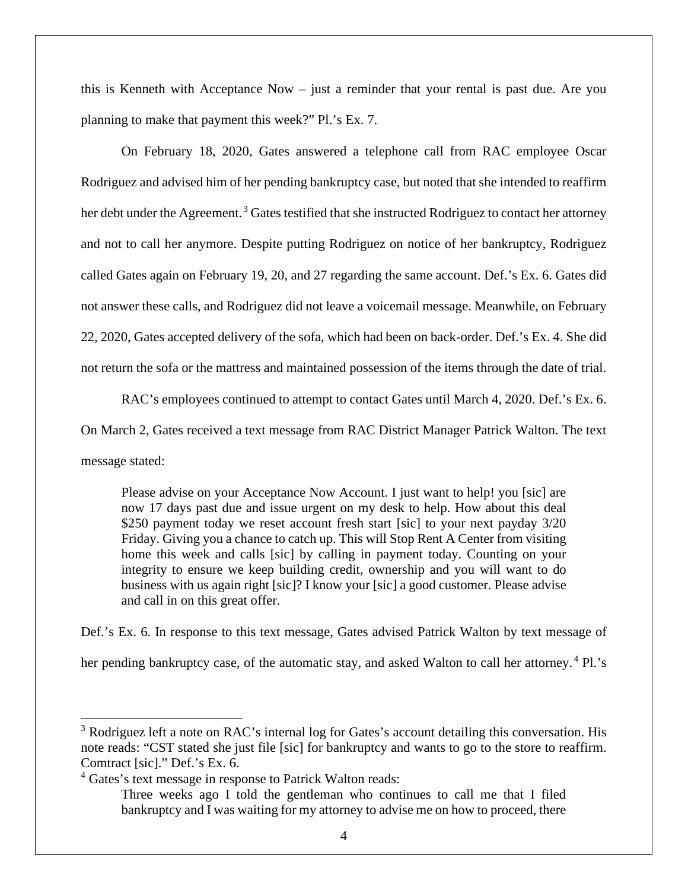this is Kenneth with Acceptance Now – just a reminder that your rental is past due. Are you planning to make that payment this week?" Pl.'s Ex. 7.

On February 18, 2020, Gates answered a telephone call from RAC employee Oscar Rodriguez and advised him of her pending bankruptcy case, but noted that she intended to reaffirm her debt under the Agreement.[3] Gates testified that she instructed Rodriguez to contact her attorney and not to call her anymore. Despite putting Rodriguez on notice of her bankruptcy, Rodriguez called Gates again on February 19, 20, and 27 regarding the same account. Def.'s Ex. 6. Gates did not answer these calls, and Rodriguez did not leave a voicemail message. Meanwhile, on February 22, 2020, Gates accepted delivery of the sofa, which had been on back-order. Def.'s Ex. 4. She did not return the sofa or the mattress and maintained possession of the items through the date of trial.

RAC's employees continued to attempt to contact Gates until March 4, 2020. Def.'s Ex. 6. On March 2, Gates received a text message from RAC District Manager Patrick Walton. The text message stated:

> Please advise on your Acceptance Now Account. I just want to help! you [sic] are now 17 days past due and issue urgent on my desk to help. How about this deal \$250 payment today we reset account fresh start [sic] to your next payday 3/20 Friday. Giving you a chance to catch up. This will Stop Rent A Center from visiting home this week and calls [sic] by calling in payment today. Counting on your integrity to ensure we keep building credit, ownership and you will want to do business with us again right [sic]? I know your [sic] a good customer. Please advise and call in on this great offer.

Def.'s Ex. 6. In response to this text message, Gates advised Patrick Walton by text message of her pending bankruptcy case, of the automatic stay, and asked Walton to call her attorney.[4] Pl.'s

---

[3] Rodriguez left a note on RAC's internal log for Gates's account detailing this conversation. His note reads: "CST stated she just file [sic] for bankruptcy and wants to go to the store to reaffirm. Comtract [sic]." Def.'s Ex. 6.

[4] Gates's text message in response to Patrick Walton reads:

> Three weeks ago I told the gentleman who continues to call me that I filed bankruptcy and I was waiting for my attorney to advise me on how to proceed, there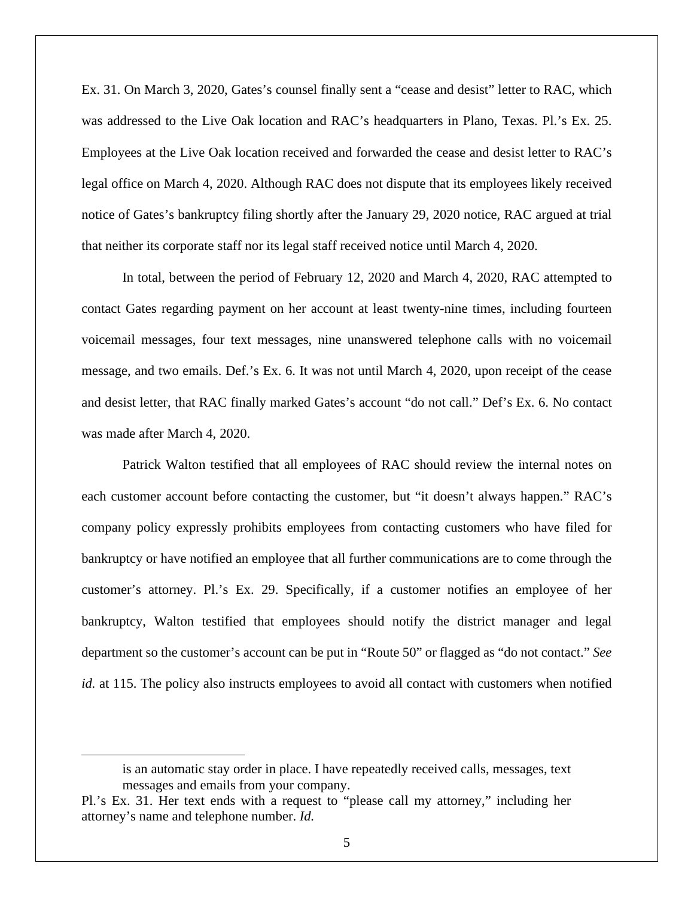Ex. 31. On March 3, 2020, Gates's counsel finally sent a "cease and desist" letter to RAC, which was addressed to the Live Oak location and RAC's headquarters in Plano, Texas. Pl.'s Ex. 25. Employees at the Live Oak location received and forwarded the cease and desist letter to RAC's legal office on March 4, 2020. Although RAC does not dispute that its employees likely received notice of Gates's bankruptcy filing shortly after the January 29, 2020 notice, RAC argued at trial that neither its corporate staff nor its legal staff received notice until March 4, 2020.

In total, between the period of February 12, 2020 and March 4, 2020, RAC attempted to contact Gates regarding payment on her account at least twenty-nine times, including fourteen voicemail messages, four text messages, nine unanswered telephone calls with no voicemail message, and two emails. Def.'s Ex. 6. It was not until March 4, 2020, upon receipt of the cease and desist letter, that RAC finally marked Gates's account "do not call." Def's Ex. 6. No contact was made after March 4, 2020.

Patrick Walton testified that all employees of RAC should review the internal notes on each customer account before contacting the customer, but "it doesn't always happen." RAC's company policy expressly prohibits employees from contacting customers who have filed for bankruptcy or have notified an employee that all further communications are to come through the customer's attorney. Pl.'s Ex. 29. Specifically, if a customer notifies an employee of her bankruptcy, Walton testified that employees should notify the district manager and legal department so the customer's account can be put in "Route 50" or flagged as "do not contact." *See id.* at 115. The policy also instructs employees to avoid all contact with customers when notified

---

> is an automatic stay order in place. I have repeatedly received calls, messages, text messages and emails from your company.

Pl.'s Ex. 31. Her text ends with a request to "please call my attorney," including her attorney's name and telephone number. *Id.*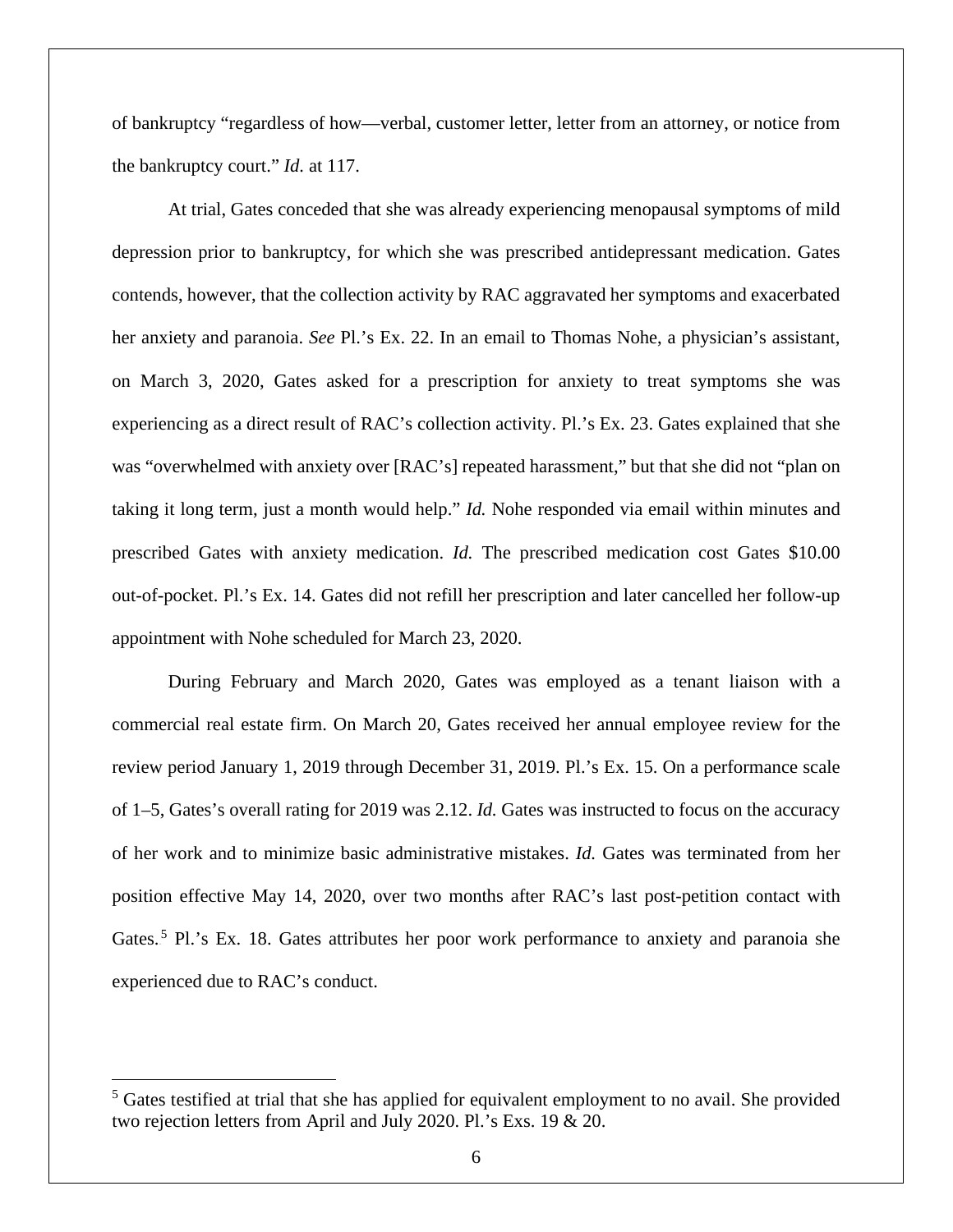of bankruptcy "regardless of how—verbal, customer letter, letter from an attorney, or notice from the bankruptcy court." *Id.* at 117.

At trial, Gates conceded that she was already experiencing menopausal symptoms of mild depression prior to bankruptcy, for which she was prescribed antidepressant medication. Gates contends, however, that the collection activity by RAC aggravated her symptoms and exacerbated her anxiety and paranoia. *See* Pl.'s Ex. 22. In an email to Thomas Nohe, a physician's assistant, on March 3, 2020, Gates asked for a prescription for anxiety to treat symptoms she was experiencing as a direct result of RAC's collection activity. Pl.'s Ex. 23. Gates explained that she was "overwhelmed with anxiety over [RAC's] repeated harassment," but that she did not "plan on taking it long term, just a month would help." *Id.* Nohe responded via email within minutes and prescribed Gates with anxiety medication. *Id.* The prescribed medication cost Gates $10.00 out-of-pocket. Pl.'s Ex. 14. Gates did not refill her prescription and later cancelled her follow-up appointment with Nohe scheduled for March 23, 2020.

During February and March 2020, Gates was employed as a tenant liaison with a commercial real estate firm. On March 20, Gates received her annual employee review for the review period January 1, 2019 through December 31, 2019. Pl.'s Ex. 15. On a performance scale of 1–5, Gates's overall rating for 2019 was 2.12. *Id.* Gates was instructed to focus on the accuracy of her work and to minimize basic administrative mistakes. *Id.* Gates was terminated from her position effective May 14, 2020, over two months after RAC's last post-petition contact with Gates.[5] Pl.'s Ex. 18. Gates attributes her poor work performance to anxiety and paranoia she experienced due to RAC's conduct.

---

[5] Gates testified at trial that she has applied for equivalent employment to no avail. She provided two rejection letters from April and July 2020. Pl.'s Exs. 19 & 20.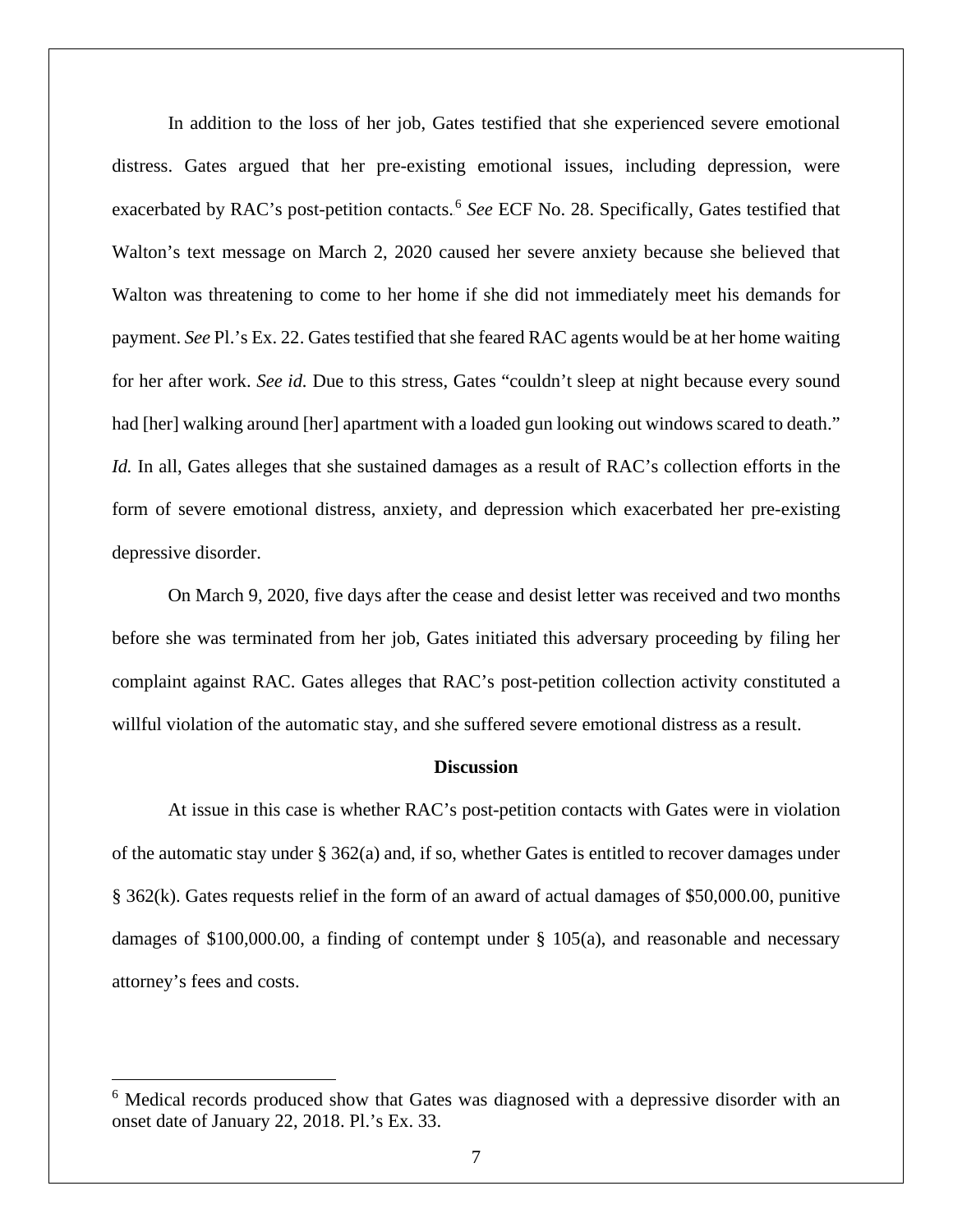In addition to the loss of her job, Gates testified that she experienced severe emotional distress. Gates argued that her pre-existing emotional issues, including depression, were exacerbated by RAC's post-petition contacts.[6] *See* ECF No. 28. Specifically, Gates testified that Walton's text message on March 2, 2020 caused her severe anxiety because she believed that Walton was threatening to come to her home if she did not immediately meet his demands for payment. *See* Pl.'s Ex. 22. Gates testified that she feared RAC agents would be at her home waiting for her after work. *See id.* Due to this stress, Gates "couldn't sleep at night because every sound had [her] walking around [her] apartment with a loaded gun looking out windows scared to death." *Id.* In all, Gates alleges that she sustained damages as a result of RAC's collection efforts in the form of severe emotional distress, anxiety, and depression which exacerbated her pre-existing depressive disorder.

On March 9, 2020, five days after the cease and desist letter was received and two months before she was terminated from her job, Gates initiated this adversary proceeding by filing her complaint against RAC. Gates alleges that RAC's post-petition collection activity constituted a willful violation of the automatic stay, and she suffered severe emotional distress as a result.

**Discussion**

At issue in this case is whether RAC's post-petition contacts with Gates were in violation of the automatic stay under § 362(a) and, if so, whether Gates is entitled to recover damages under § 362(k). Gates requests relief in the form of an award of actual damages of $50,000.00, punitive damages of $100,000.00, a finding of contempt under § 105(a), and reasonable and necessary attorney's fees and costs.

---

[6] Medical records produced show that Gates was diagnosed with a depressive disorder with an onset date of January 22, 2018. Pl.'s Ex. 33.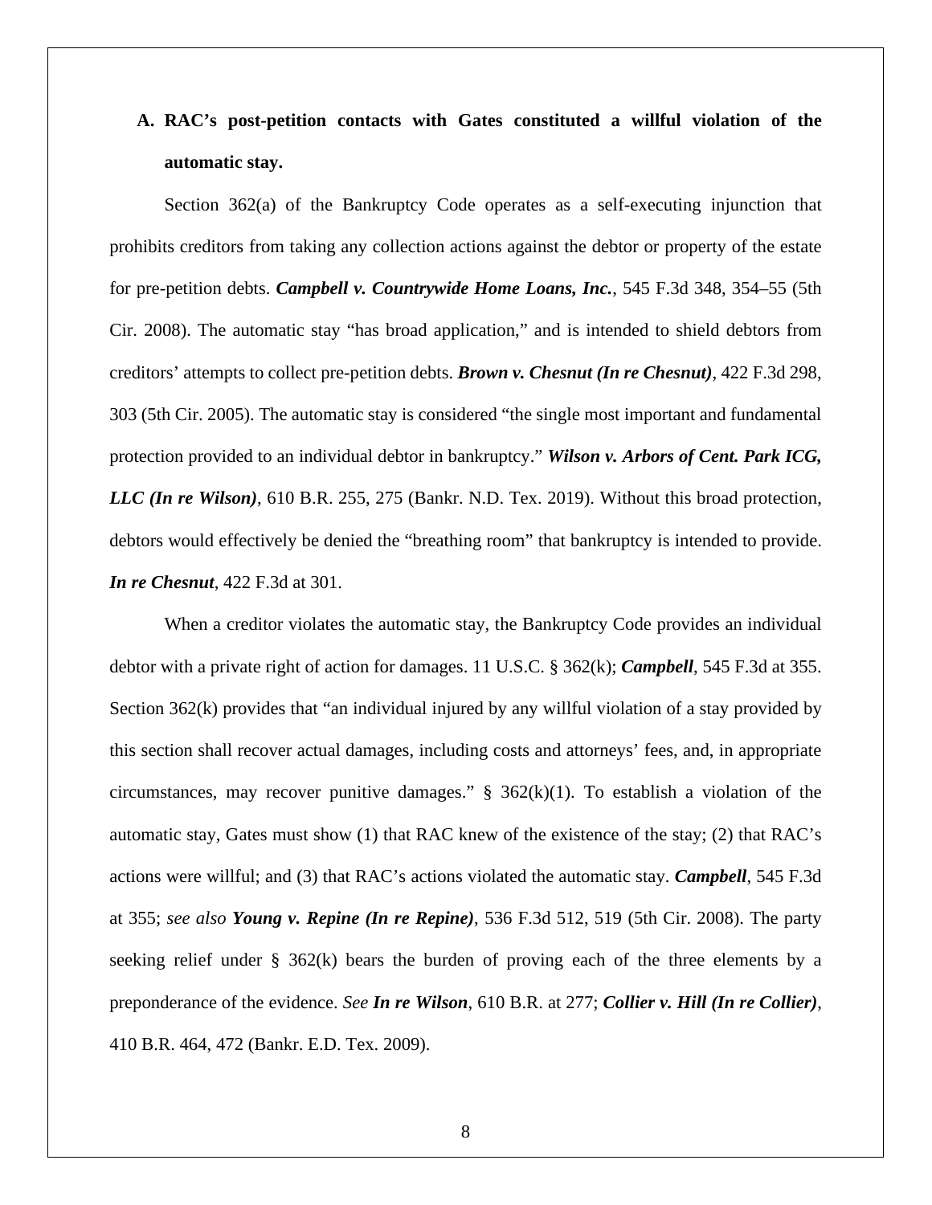### A. RAC's post-petition contacts with Gates constituted a willful violation of the automatic stay.

Section 362(a) of the Bankruptcy Code operates as a self-executing injunction that prohibits creditors from taking any collection actions against the debtor or property of the estate for pre-petition debts. ***Campbell v. Countrywide Home Loans, Inc.***, 545 F.3d 348, 354–55 (5th Cir. 2008). The automatic stay "has broad application," and is intended to shield debtors from creditors' attempts to collect pre-petition debts. ***Brown v. Chesnut (In re Chesnut)***, 422 F.3d 298, 303 (5th Cir. 2005). The automatic stay is considered "the single most important and fundamental protection provided to an individual debtor in bankruptcy." ***Wilson v. Arbors of Cent. Park ICG, LLC (In re Wilson)***, 610 B.R. 255, 275 (Bankr. N.D. Tex. 2019). Without this broad protection, debtors would effectively be denied the "breathing room" that bankruptcy is intended to provide. ***In re Chesnut***, 422 F.3d at 301.

When a creditor violates the automatic stay, the Bankruptcy Code provides an individual debtor with a private right of action for damages. 11 U.S.C. § 362(k); ***Campbell***, 545 F.3d at 355. Section 362(k) provides that "an individual injured by any willful violation of a stay provided by this section shall recover actual damages, including costs and attorneys' fees, and, in appropriate circumstances, may recover punitive damages." § 362(k)(1). To establish a violation of the automatic stay, Gates must show (1) that RAC knew of the existence of the stay; (2) that RAC's actions were willful; and (3) that RAC's actions violated the automatic stay. ***Campbell***, 545 F.3d at 355; *see also* ***Young v. Repine (In re Repine)***, 536 F.3d 512, 519 (5th Cir. 2008). The party seeking relief under § 362(k) bears the burden of proving each of the three elements by a preponderance of the evidence. *See* ***In re Wilson***, 610 B.R. at 277; ***Collier v. Hill (In re Collier)***, 410 B.R. 464, 472 (Bankr. E.D. Tex. 2009).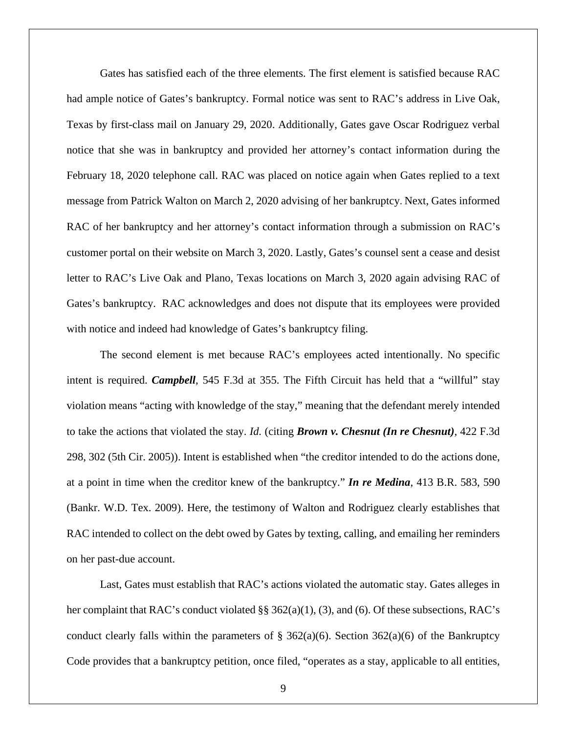Gates has satisfied each of the three elements. The first element is satisfied because RAC had ample notice of Gates's bankruptcy. Formal notice was sent to RAC's address in Live Oak, Texas by first-class mail on January 29, 2020. Additionally, Gates gave Oscar Rodriguez verbal notice that she was in bankruptcy and provided her attorney's contact information during the February 18, 2020 telephone call. RAC was placed on notice again when Gates replied to a text message from Patrick Walton on March 2, 2020 advising of her bankruptcy. Next, Gates informed RAC of her bankruptcy and her attorney's contact information through a submission on RAC's customer portal on their website on March 3, 2020. Lastly, Gates's counsel sent a cease and desist letter to RAC's Live Oak and Plano, Texas locations on March 3, 2020 again advising RAC of Gates's bankruptcy. RAC acknowledges and does not dispute that its employees were provided with notice and indeed had knowledge of Gates's bankruptcy filing.

The second element is met because RAC's employees acted intentionally. No specific intent is required. ***Campbell***, 545 F.3d at 355. The Fifth Circuit has held that a "willful" stay violation means "acting with knowledge of the stay," meaning that the defendant merely intended to take the actions that violated the stay. *Id.* (citing ***Brown v. Chesnut (In re Chesnut)***, 422 F.3d 298, 302 (5th Cir. 2005)). Intent is established when "the creditor intended to do the actions done, at a point in time when the creditor knew of the bankruptcy." ***In re Medina***, 413 B.R. 583, 590 (Bankr. W.D. Tex. 2009). Here, the testimony of Walton and Rodriguez clearly establishes that RAC intended to collect on the debt owed by Gates by texting, calling, and emailing her reminders on her past-due account.

Last, Gates must establish that RAC's actions violated the automatic stay. Gates alleges in her complaint that RAC's conduct violated §§ 362(a)(1), (3), and (6). Of these subsections, RAC's conduct clearly falls within the parameters of § 362(a)(6). Section 362(a)(6) of the Bankruptcy Code provides that a bankruptcy petition, once filed, "operates as a stay, applicable to all entities,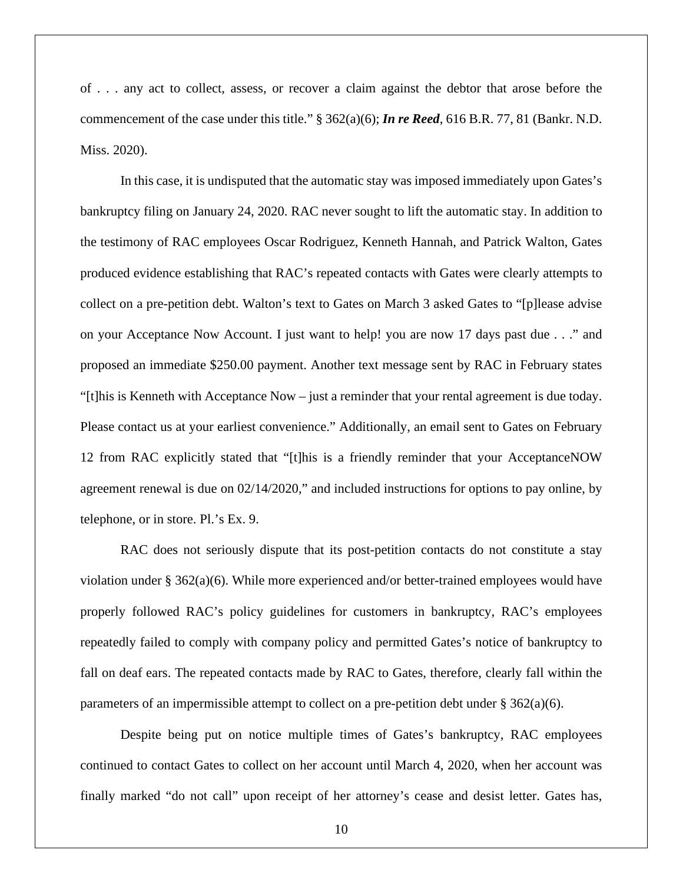of . . . any act to collect, assess, or recover a claim against the debtor that arose before the commencement of the case under this title." § 362(a)(6); ***In re Reed***, 616 B.R. 77, 81 (Bankr. N.D. Miss. 2020).

In this case, it is undisputed that the automatic stay was imposed immediately upon Gates's bankruptcy filing on January 24, 2020. RAC never sought to lift the automatic stay. In addition to the testimony of RAC employees Oscar Rodriguez, Kenneth Hannah, and Patrick Walton, Gates produced evidence establishing that RAC's repeated contacts with Gates were clearly attempts to collect on a pre-petition debt. Walton's text to Gates on March 3 asked Gates to "[p]lease advise on your Acceptance Now Account. I just want to help! you are now 17 days past due . . ." and proposed an immediate $250.00 payment. Another text message sent by RAC in February states "[t]his is Kenneth with Acceptance Now – just a reminder that your rental agreement is due today. Please contact us at your earliest convenience." Additionally, an email sent to Gates on February 12 from RAC explicitly stated that "[t]his is a friendly reminder that your AcceptanceNOW agreement renewal is due on 02/14/2020," and included instructions for options to pay online, by telephone, or in store. Pl.'s Ex. 9.

RAC does not seriously dispute that its post-petition contacts do not constitute a stay violation under § 362(a)(6). While more experienced and/or better-trained employees would have properly followed RAC's policy guidelines for customers in bankruptcy, RAC's employees repeatedly failed to comply with company policy and permitted Gates's notice of bankruptcy to fall on deaf ears. The repeated contacts made by RAC to Gates, therefore, clearly fall within the parameters of an impermissible attempt to collect on a pre-petition debt under § 362(a)(6).

Despite being put on notice multiple times of Gates's bankruptcy, RAC employees continued to contact Gates to collect on her account until March 4, 2020, when her account was finally marked "do not call" upon receipt of her attorney's cease and desist letter. Gates has,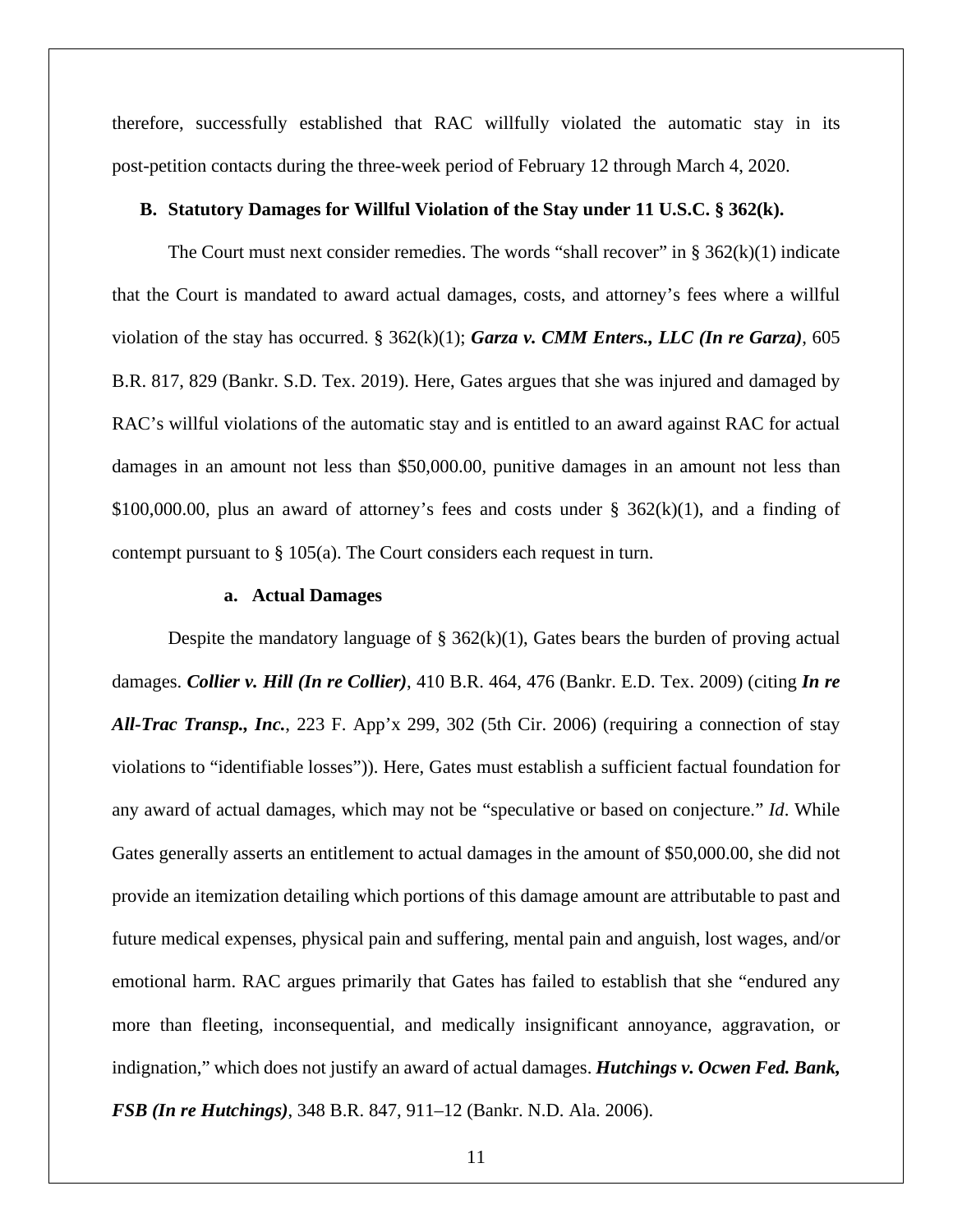therefore, successfully established that RAC willfully violated the automatic stay in its post-petition contacts during the three-week period of February 12 through March 4, 2020.

### B. Statutory Damages for Willful Violation of the Stay under 11 U.S.C. § 362(k).

The Court must next consider remedies. The words "shall recover" in § 362(k)(1) indicate that the Court is mandated to award actual damages, costs, and attorney's fees where a willful violation of the stay has occurred. § 362(k)(1); ***Garza v. CMM Enters., LLC (In re Garza)***, 605 B.R. 817, 829 (Bankr. S.D. Tex. 2019). Here, Gates argues that she was injured and damaged by RAC's willful violations of the automatic stay and is entitled to an award against RAC for actual damages in an amount not less than $50,000.00, punitive damages in an amount not less than $100,000.00, plus an award of attorney's fees and costs under § 362(k)(1), and a finding of contempt pursuant to § 105(a). The Court considers each request in turn.

#### a. Actual Damages

Despite the mandatory language of § 362(k)(1), Gates bears the burden of proving actual damages. ***Collier v. Hill (In re Collier)***, 410 B.R. 464, 476 (Bankr. E.D. Tex. 2009) (citing ***In re All-Trac Transp., Inc.***, 223 F. App'x 299, 302 (5th Cir. 2006) (requiring a connection of stay violations to "identifiable losses")). Here, Gates must establish a sufficient factual foundation for any award of actual damages, which may not be "speculative or based on conjecture." *Id*. While Gates generally asserts an entitlement to actual damages in the amount of $50,000.00, she did not provide an itemization detailing which portions of this damage amount are attributable to past and future medical expenses, physical pain and suffering, mental pain and anguish, lost wages, and/or emotional harm. RAC argues primarily that Gates has failed to establish that she "endured any more than fleeting, inconsequential, and medically insignificant annoyance, aggravation, or indignation," which does not justify an award of actual damages. ***Hutchings v. Ocwen Fed. Bank, FSB (In re Hutchings)***, 348 B.R. 847, 911–12 (Bankr. N.D. Ala. 2006).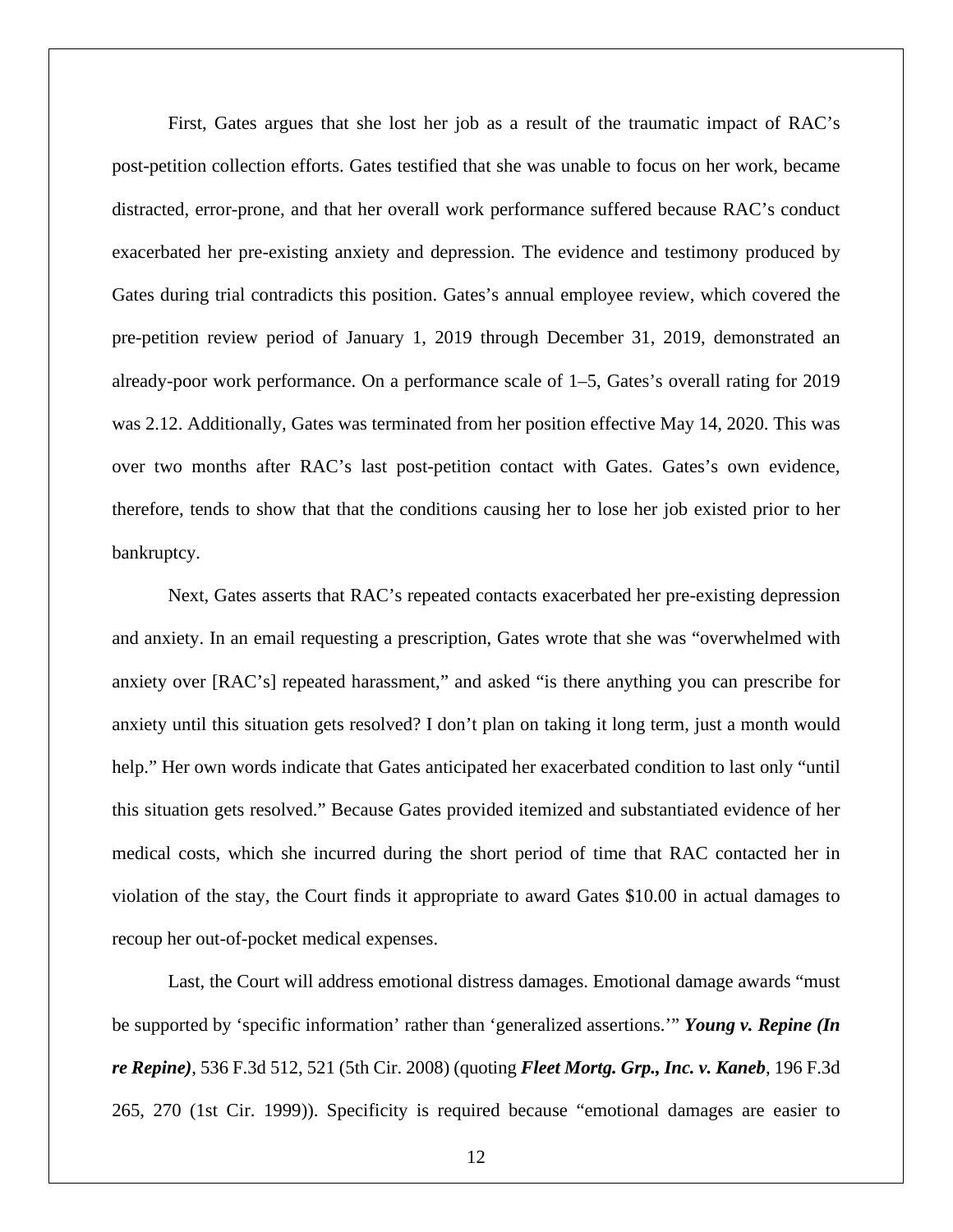First, Gates argues that she lost her job as a result of the traumatic impact of RAC's post-petition collection efforts. Gates testified that she was unable to focus on her work, became distracted, error-prone, and that her overall work performance suffered because RAC's conduct exacerbated her pre-existing anxiety and depression. The evidence and testimony produced by Gates during trial contradicts this position. Gates's annual employee review, which covered the pre-petition review period of January 1, 2019 through December 31, 2019, demonstrated an already-poor work performance. On a performance scale of 1–5, Gates's overall rating for 2019 was 2.12. Additionally, Gates was terminated from her position effective May 14, 2020. This was over two months after RAC's last post-petition contact with Gates. Gates's own evidence, therefore, tends to show that that the conditions causing her to lose her job existed prior to her bankruptcy.

Next, Gates asserts that RAC's repeated contacts exacerbated her pre-existing depression and anxiety. In an email requesting a prescription, Gates wrote that she was "overwhelmed with anxiety over [RAC's] repeated harassment," and asked "is there anything you can prescribe for anxiety until this situation gets resolved? I don't plan on taking it long term, just a month would help." Her own words indicate that Gates anticipated her exacerbated condition to last only "until this situation gets resolved." Because Gates provided itemized and substantiated evidence of her medical costs, which she incurred during the short period of time that RAC contacted her in violation of the stay, the Court finds it appropriate to award Gates $10.00 in actual damages to recoup her out-of-pocket medical expenses.

Last, the Court will address emotional distress damages. Emotional damage awards "must be supported by 'specific information' rather than 'generalized assertions.'" ***Young v. Repine (In re Repine)***, 536 F.3d 512, 521 (5th Cir. 2008) (quoting ***Fleet Mortg. Grp., Inc. v. Kaneb***, 196 F.3d 265, 270 (1st Cir. 1999)). Specificity is required because "emotional damages are easier to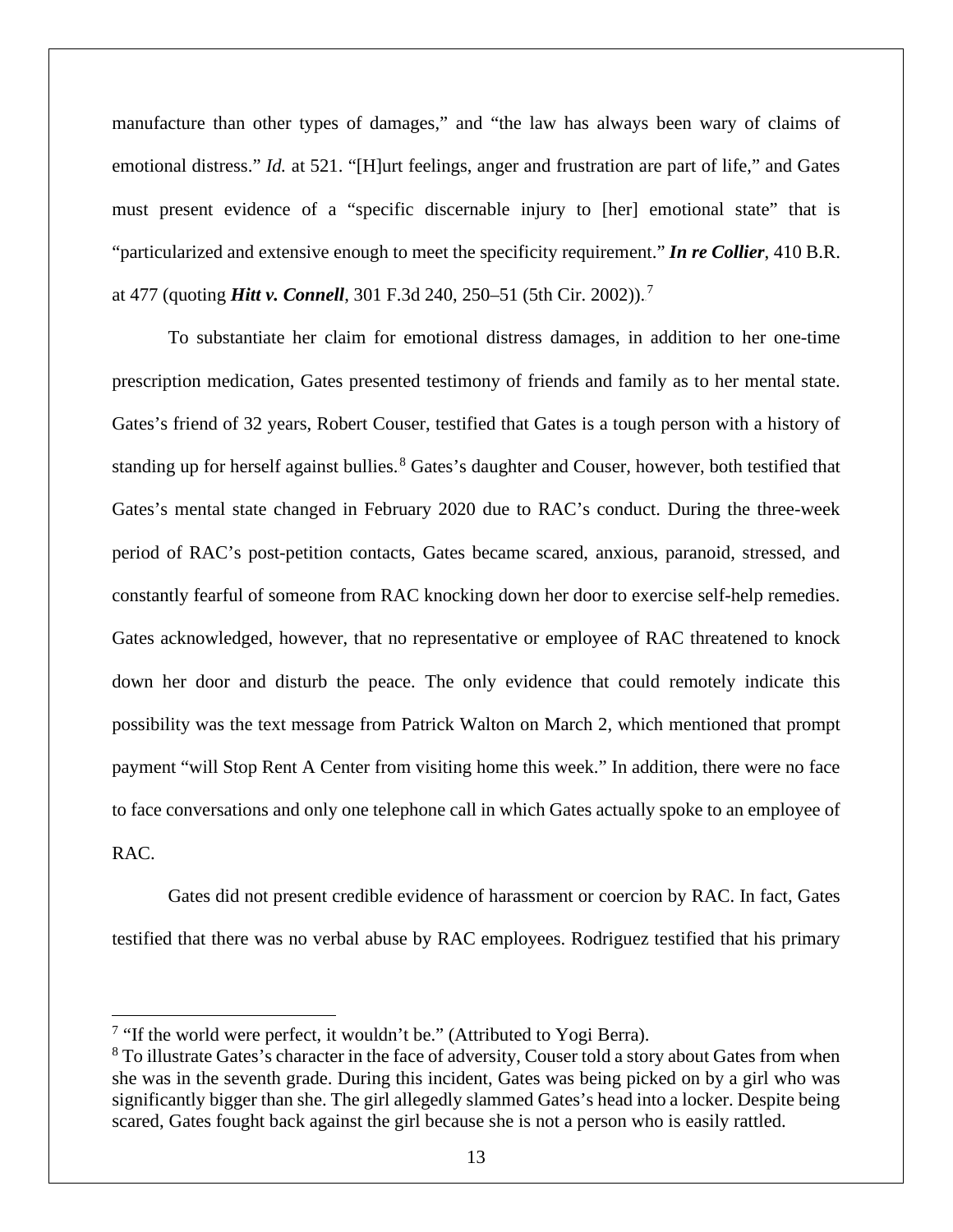manufacture than other types of damages," and "the law has always been wary of claims of emotional distress." *Id.* at 521. "[H]urt feelings, anger and frustration are part of life," and Gates must present evidence of a "specific discernable injury to [her] emotional state" that is "particularized and extensive enough to meet the specificity requirement." ***In re Collier***, 410 B.R. at 477 (quoting ***Hitt v. Connell***, 301 F.3d 240, 250–51 (5th Cir. 2002)).[7]

To substantiate her claim for emotional distress damages, in addition to her one-time prescription medication, Gates presented testimony of friends and family as to her mental state. Gates's friend of 32 years, Robert Couser, testified that Gates is a tough person with a history of standing up for herself against bullies.[8] Gates's daughter and Couser, however, both testified that Gates's mental state changed in February 2020 due to RAC's conduct. During the three-week period of RAC's post-petition contacts, Gates became scared, anxious, paranoid, stressed, and constantly fearful of someone from RAC knocking down her door to exercise self-help remedies. Gates acknowledged, however, that no representative or employee of RAC threatened to knock down her door and disturb the peace. The only evidence that could remotely indicate this possibility was the text message from Patrick Walton on March 2, which mentioned that prompt payment "will Stop Rent A Center from visiting home this week." In addition, there were no face to face conversations and only one telephone call in which Gates actually spoke to an employee of RAC.

Gates did not present credible evidence of harassment or coercion by RAC. In fact, Gates testified that there was no verbal abuse by RAC employees. Rodriguez testified that his primary

---

[7] "If the world were perfect, it wouldn't be." (Attributed to Yogi Berra).

[8] To illustrate Gates's character in the face of adversity, Couser told a story about Gates from when she was in the seventh grade. During this incident, Gates was being picked on by a girl who was significantly bigger than she. The girl allegedly slammed Gates's head into a locker. Despite being scared, Gates fought back against the girl because she is not a person who is easily rattled.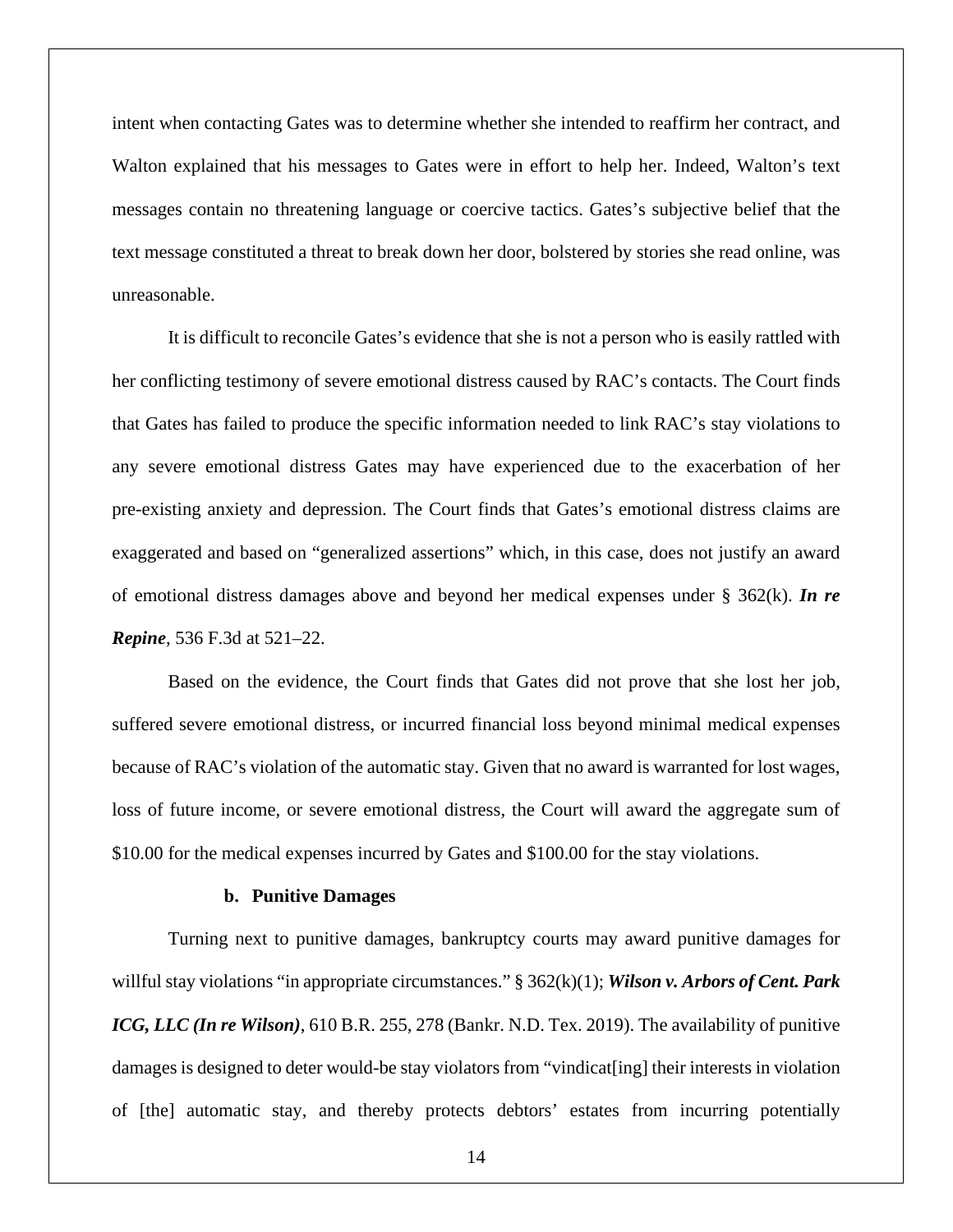intent when contacting Gates was to determine whether she intended to reaffirm her contract, and Walton explained that his messages to Gates were in effort to help her. Indeed, Walton's text messages contain no threatening language or coercive tactics. Gates's subjective belief that the text message constituted a threat to break down her door, bolstered by stories she read online, was unreasonable.

It is difficult to reconcile Gates's evidence that she is not a person who is easily rattled with her conflicting testimony of severe emotional distress caused by RAC's contacts. The Court finds that Gates has failed to produce the specific information needed to link RAC's stay violations to any severe emotional distress Gates may have experienced due to the exacerbation of her pre-existing anxiety and depression. The Court finds that Gates's emotional distress claims are exaggerated and based on "generalized assertions" which, in this case, does not justify an award of emotional distress damages above and beyond her medical expenses under § 362(k). ***In re Repine***, 536 F.3d at 521–22.

Based on the evidence, the Court finds that Gates did not prove that she lost her job, suffered severe emotional distress, or incurred financial loss beyond minimal medical expenses because of RAC's violation of the automatic stay. Given that no award is warranted for lost wages, loss of future income, or severe emotional distress, the Court will award the aggregate sum of $10.00 for the medical expenses incurred by Gates and $100.00 for the stay violations.

**b. Punitive Damages**

Turning next to punitive damages, bankruptcy courts may award punitive damages for willful stay violations "in appropriate circumstances." § 362(k)(1); ***Wilson v. Arbors of Cent. Park ICG, LLC (In re Wilson)***, 610 B.R. 255, 278 (Bankr. N.D. Tex. 2019). The availability of punitive damages is designed to deter would-be stay violators from "vindicat[ing] their interests in violation of [the] automatic stay, and thereby protects debtors' estates from incurring potentially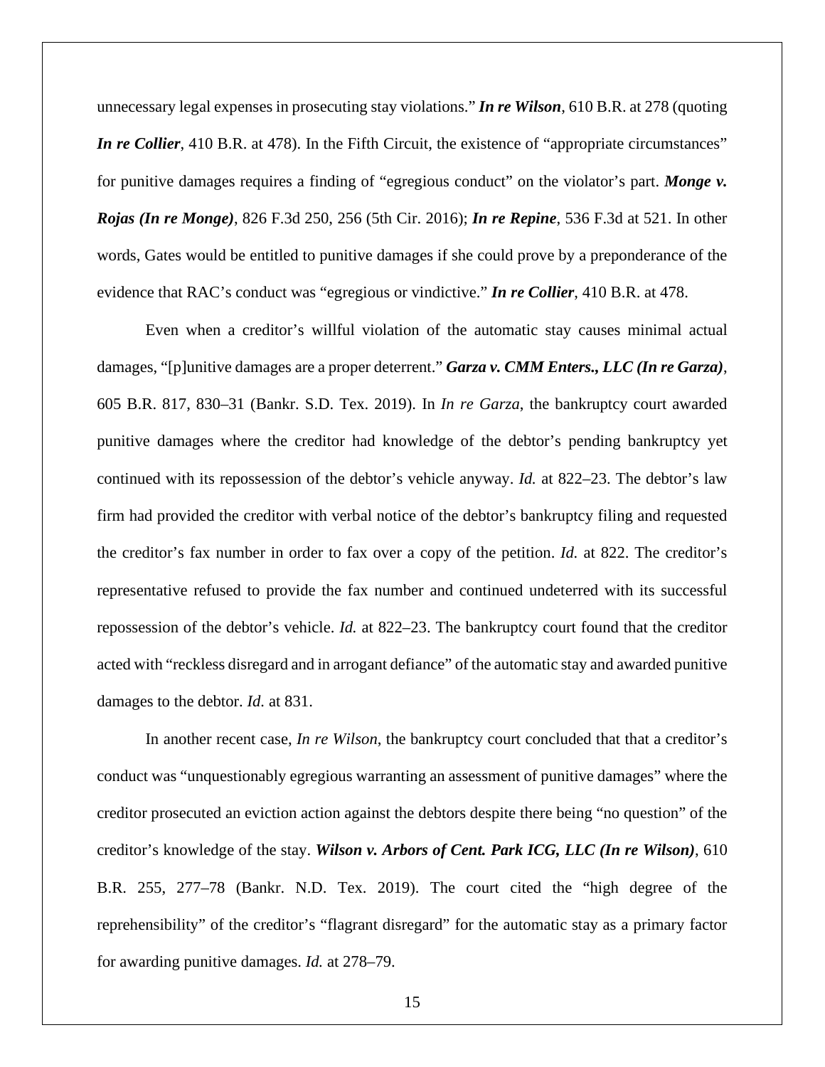unnecessary legal expenses in prosecuting stay violations." ***In re Wilson***, 610 B.R. at 278 (quoting ***In re Collier***, 410 B.R. at 478). In the Fifth Circuit, the existence of "appropriate circumstances" for punitive damages requires a finding of "egregious conduct" on the violator's part. ***Monge v. Rojas (In re Monge)***, 826 F.3d 250, 256 (5th Cir. 2016); ***In re Repine***, 536 F.3d at 521. In other words, Gates would be entitled to punitive damages if she could prove by a preponderance of the evidence that RAC's conduct was "egregious or vindictive." ***In re Collier***, 410 B.R. at 478.

Even when a creditor's willful violation of the automatic stay causes minimal actual damages, "[p]unitive damages are a proper deterrent." ***Garza v. CMM Enters., LLC (In re Garza)***, 605 B.R. 817, 830–31 (Bankr. S.D. Tex. 2019). In *In re Garza*, the bankruptcy court awarded punitive damages where the creditor had knowledge of the debtor's pending bankruptcy yet continued with its repossession of the debtor's vehicle anyway. *Id.* at 822–23. The debtor's law firm had provided the creditor with verbal notice of the debtor's bankruptcy filing and requested the creditor's fax number in order to fax over a copy of the petition. *Id.* at 822. The creditor's representative refused to provide the fax number and continued undeterred with its successful repossession of the debtor's vehicle. *Id.* at 822–23. The bankruptcy court found that the creditor acted with "reckless disregard and in arrogant defiance" of the automatic stay and awarded punitive damages to the debtor. *Id.* at 831.

In another recent case, *In re Wilson*, the bankruptcy court concluded that that a creditor's conduct was "unquestionably egregious warranting an assessment of punitive damages" where the creditor prosecuted an eviction action against the debtors despite there being "no question" of the creditor's knowledge of the stay. ***Wilson v. Arbors of Cent. Park ICG, LLC (In re Wilson)***, 610 B.R. 255, 277–78 (Bankr. N.D. Tex. 2019). The court cited the "high degree of the reprehensibility" of the creditor's "flagrant disregard" for the automatic stay as a primary factor for awarding punitive damages. *Id.* at 278–79.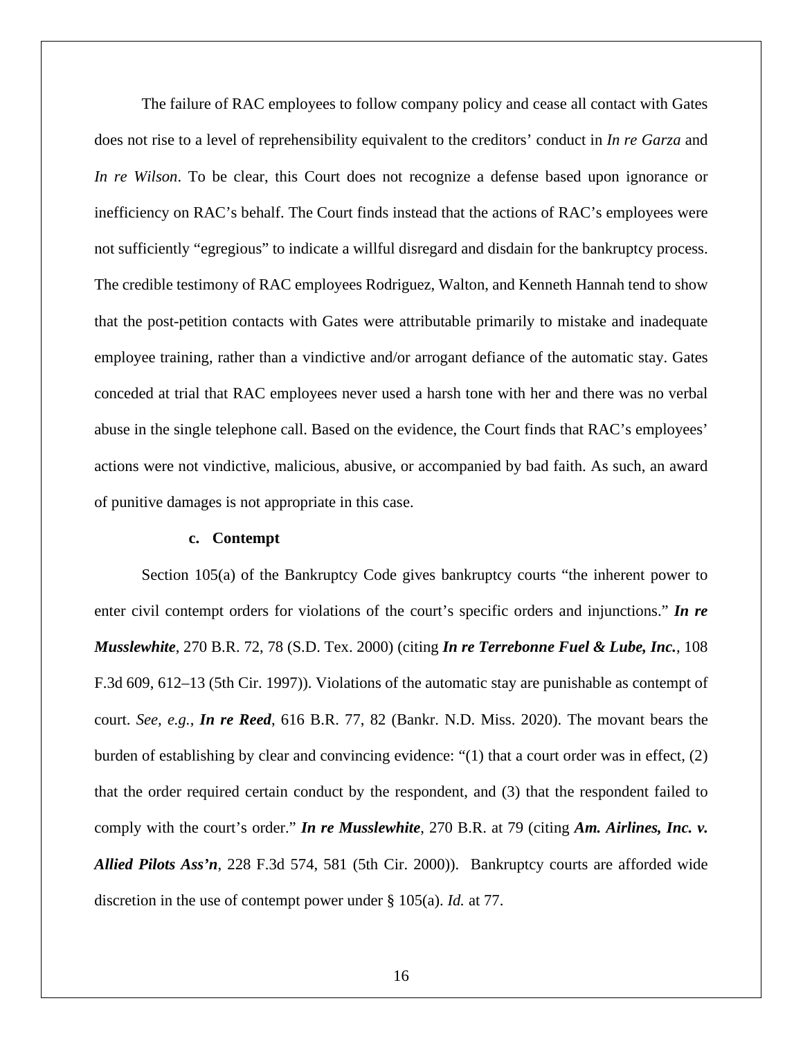The failure of RAC employees to follow company policy and cease all contact with Gates does not rise to a level of reprehensibility equivalent to the creditors' conduct in *In re Garza* and *In re Wilson*. To be clear, this Court does not recognize a defense based upon ignorance or inefficiency on RAC's behalf. The Court finds instead that the actions of RAC's employees were not sufficiently "egregious" to indicate a willful disregard and disdain for the bankruptcy process. The credible testimony of RAC employees Rodriguez, Walton, and Kenneth Hannah tend to show that the post-petition contacts with Gates were attributable primarily to mistake and inadequate employee training, rather than a vindictive and/or arrogant defiance of the automatic stay. Gates conceded at trial that RAC employees never used a harsh tone with her and there was no verbal abuse in the single telephone call. Based on the evidence, the Court finds that RAC's employees' actions were not vindictive, malicious, abusive, or accompanied by bad faith. As such, an award of punitive damages is not appropriate in this case.

**c. Contempt**

Section 105(a) of the Bankruptcy Code gives bankruptcy courts "the inherent power to enter civil contempt orders for violations of the court's specific orders and injunctions." ***In re Musslewhite***, 270 B.R. 72, 78 (S.D. Tex. 2000) (citing ***In re Terrebonne Fuel & Lube, Inc.***, 108 F.3d 609, 612–13 (5th Cir. 1997)). Violations of the automatic stay are punishable as contempt of court. *See, e.g.*, ***In re Reed***, 616 B.R. 77, 82 (Bankr. N.D. Miss. 2020). The movant bears the burden of establishing by clear and convincing evidence: "(1) that a court order was in effect, (2) that the order required certain conduct by the respondent, and (3) that the respondent failed to comply with the court's order." ***In re Musslewhite***, 270 B.R. at 79 (citing ***Am. Airlines, Inc. v. Allied Pilots Ass'n***, 228 F.3d 574, 581 (5th Cir. 2000)). Bankruptcy courts are afforded wide discretion in the use of contempt power under § 105(a). *Id.* at 77.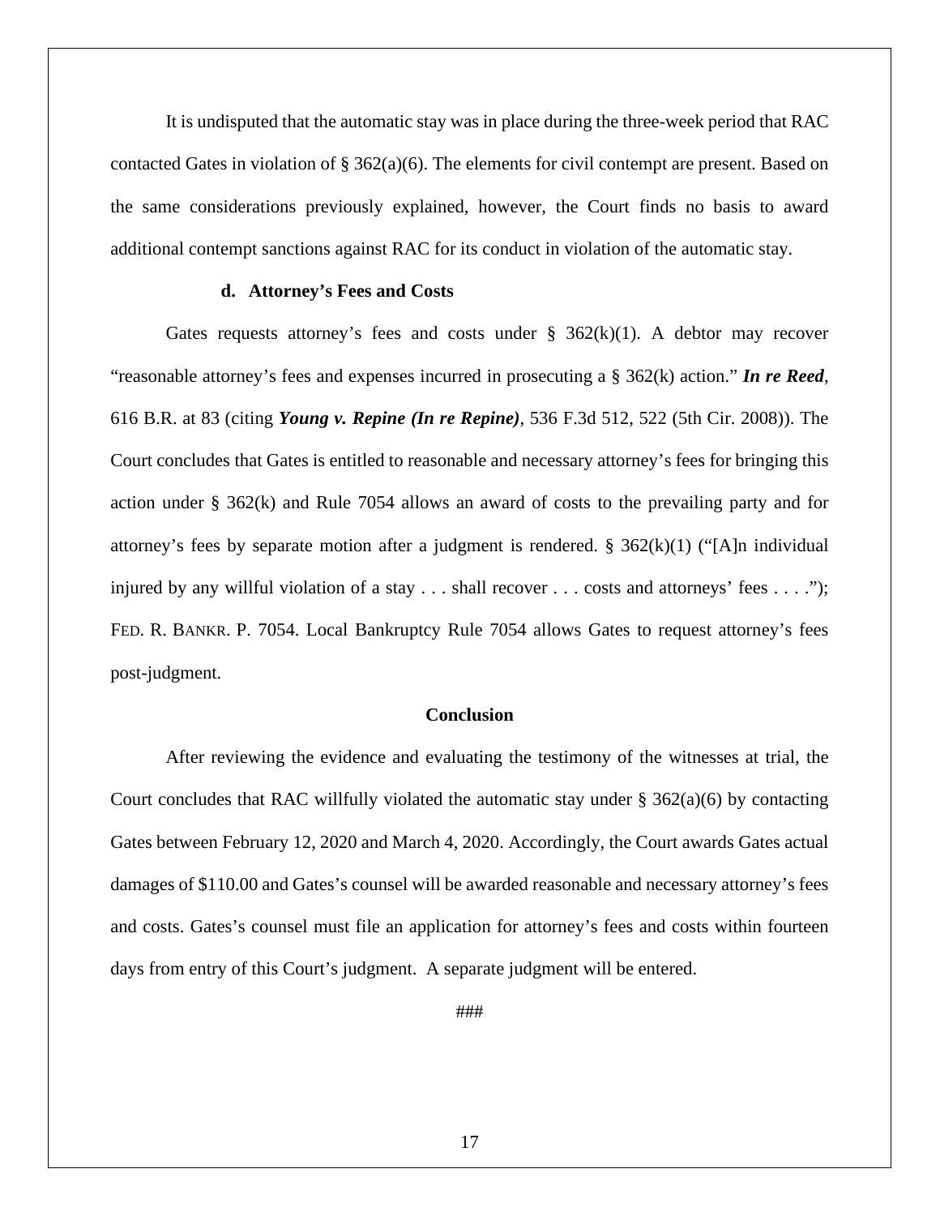It is undisputed that the automatic stay was in place during the three-week period that RAC contacted Gates in violation of § 362(a)(6). The elements for civil contempt are present. Based on the same considerations previously explained, however, the Court finds no basis to award additional contempt sanctions against RAC for its conduct in violation of the automatic stay.

**d. Attorney's Fees and Costs**

Gates requests attorney's fees and costs under § 362(k)(1). A debtor may recover "reasonable attorney's fees and expenses incurred in prosecuting a § 362(k) action." ***In re Reed***, 616 B.R. at 83 (citing ***Young v. Repine (In re Repine)***, 536 F.3d 512, 522 (5th Cir. 2008)). The Court concludes that Gates is entitled to reasonable and necessary attorney's fees for bringing this action under § 362(k) and Rule 7054 allows an award of costs to the prevailing party and for attorney's fees by separate motion after a judgment is rendered. § 362(k)(1) ("[A]n individual injured by any willful violation of a stay . . . shall recover . . . costs and attorneys' fees . . . ."); FED. R. BANKR. P. 7054. Local Bankruptcy Rule 7054 allows Gates to request attorney's fees post-judgment.

**Conclusion**

After reviewing the evidence and evaluating the testimony of the witnesses at trial, the Court concludes that RAC willfully violated the automatic stay under § 362(a)(6) by contacting Gates between February 12, 2020 and March 4, 2020. Accordingly, the Court awards Gates actual damages of $110.00 and Gates's counsel will be awarded reasonable and necessary attorney's fees and costs. Gates's counsel must file an application for attorney's fees and costs within fourteen days from entry of this Court's judgment. A separate judgment will be entered.

###